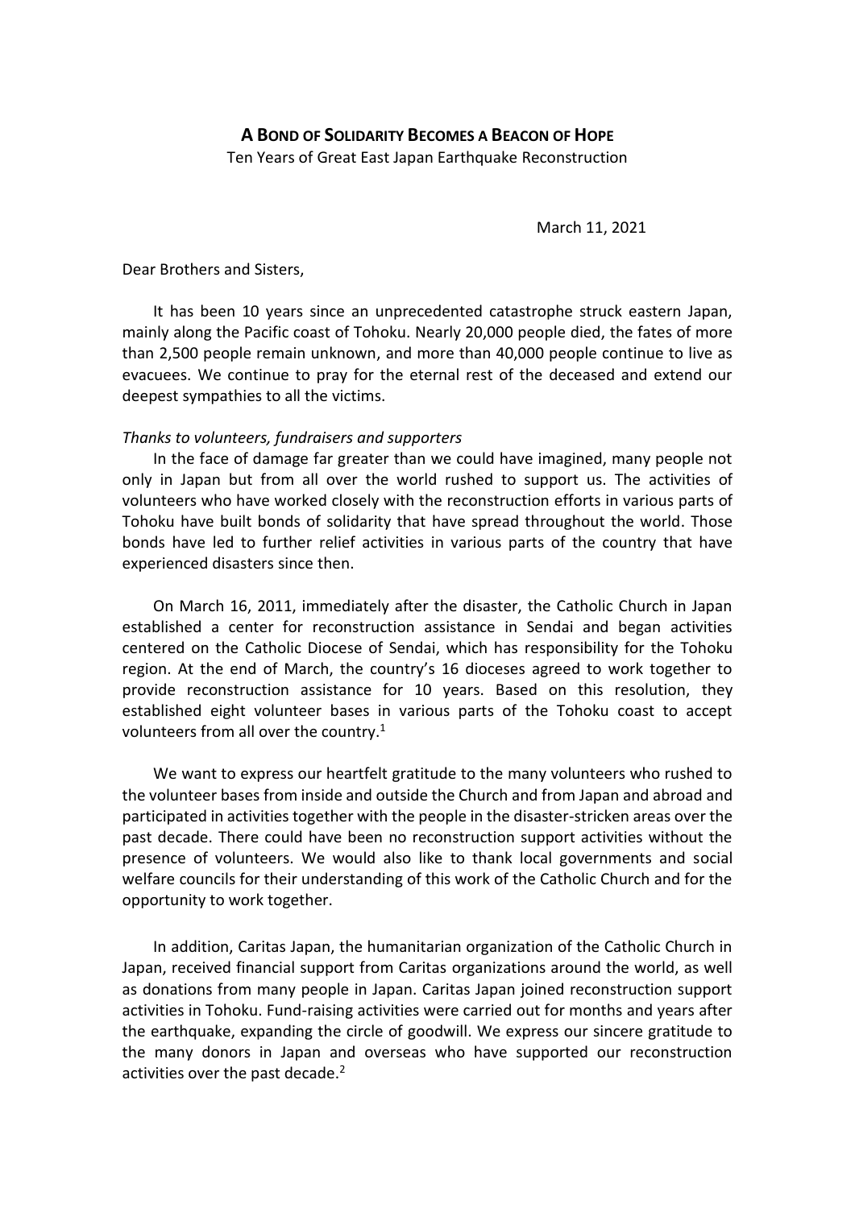**A BOND OF SOLIDARITY BECOMES A BEACON OF HOPE**

Ten Years of Great East Japan Earthquake Reconstruction

March 11, 2021

Dear Brothers and Sisters,

It has been 10 years since an unprecedented catastrophe struck eastern Japan, mainly along the Pacific coast of Tohoku. Nearly 20,000 people died, the fates of more than 2,500 people remain unknown, and more than 40,000 people continue to live as evacuees. We continue to pray for the eternal rest of the deceased and extend our deepest sympathies to all the victims.

*Thanks to volunteers, fundraisers and supporters*

In the face of damage far greater than we could have imagined, many people not only in Japan but from all over the world rushed to support us. The activities of volunteers who have worked closely with the reconstruction efforts in various parts of Tohoku have built bonds of solidarity that have spread throughout the world. Those bonds have led to further relief activities in various parts of the country that have experienced disasters since then.

On March 16, 2011, immediately after the disaster, the Catholic Church in Japan established a center for reconstruction assistance in Sendai and began activities centered on the Catholic Diocese of Sendai, which has responsibility for the Tohoku region. At the end of March, the country's 16 dioceses agreed to work together to provide reconstruction assistance for 10 years. Based on this resolution, they established eight volunteer bases in various parts of the Tohoku coast to accept volunteers from all over the country.[1]

We want to express our heartfelt gratitude to the many volunteers who rushed to the volunteer bases from inside and outside the Church and from Japan and abroad and participated in activities together with the people in the disaster-stricken areas over the past decade. There could have been no reconstruction support activities without the presence of volunteers. We would also like to thank local governments and social welfare councils for their understanding of this work of the Catholic Church and for the opportunity to work together.

In addition, Caritas Japan, the humanitarian organization of the Catholic Church in Japan, received financial support from Caritas organizations around the world, as well as donations from many people in Japan. Caritas Japan joined reconstruction support activities in Tohoku. Fund-raising activities were carried out for months and years after the earthquake, expanding the circle of goodwill. We express our sincere gratitude to the many donors in Japan and overseas who have supported our reconstruction activities over the past decade.[2]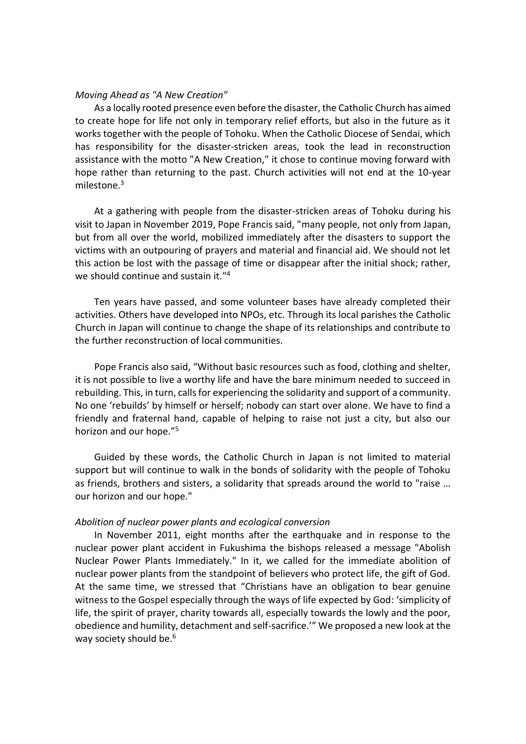*Moving Ahead as "A New Creation"*

As a locally rooted presence even before the disaster, the Catholic Church has aimed to create hope for life not only in temporary relief efforts, but also in the future as it works together with the people of Tohoku. When the Catholic Diocese of Sendai, which has responsibility for the disaster-stricken areas, took the lead in reconstruction assistance with the motto "A New Creation," it chose to continue moving forward with hope rather than returning to the past. Church activities will not end at the 10-year milestone.[3]

At a gathering with people from the disaster-stricken areas of Tohoku during his visit to Japan in November 2019, Pope Francis said, "many people, not only from Japan, but from all over the world, mobilized immediately after the disasters to support the victims with an outpouring of prayers and material and financial aid. We should not let this action be lost with the passage of time or disappear after the initial shock; rather, we should continue and sustain it."[4]

Ten years have passed, and some volunteer bases have already completed their activities. Others have developed into NPOs, etc. Through its local parishes the Catholic Church in Japan will continue to change the shape of its relationships and contribute to the further reconstruction of local communities.

Pope Francis also said, "Without basic resources such as food, clothing and shelter, it is not possible to live a worthy life and have the bare minimum needed to succeed in rebuilding. This, in turn, calls for experiencing the solidarity and support of a community. No one 'rebuilds' by himself or herself; nobody can start over alone. We have to find a friendly and fraternal hand, capable of helping to raise not just a city, but also our horizon and our hope."[5]

Guided by these words, the Catholic Church in Japan is not limited to material support but will continue to walk in the bonds of solidarity with the people of Tohoku as friends, brothers and sisters, a solidarity that spreads around the world to "raise … our horizon and our hope."

*Abolition of nuclear power plants and ecological conversion*

In November 2011, eight months after the earthquake and in response to the nuclear power plant accident in Fukushima the bishops released a message "Abolish Nuclear Power Plants Immediately." In it, we called for the immediate abolition of nuclear power plants from the standpoint of believers who protect life, the gift of God. At the same time, we stressed that "Christians have an obligation to bear genuine witness to the Gospel especially through the ways of life expected by God: 'simplicity of life, the spirit of prayer, charity towards all, especially towards the lowly and the poor, obedience and humility, detachment and self-sacrifice.'" We proposed a new look at the way society should be.[6]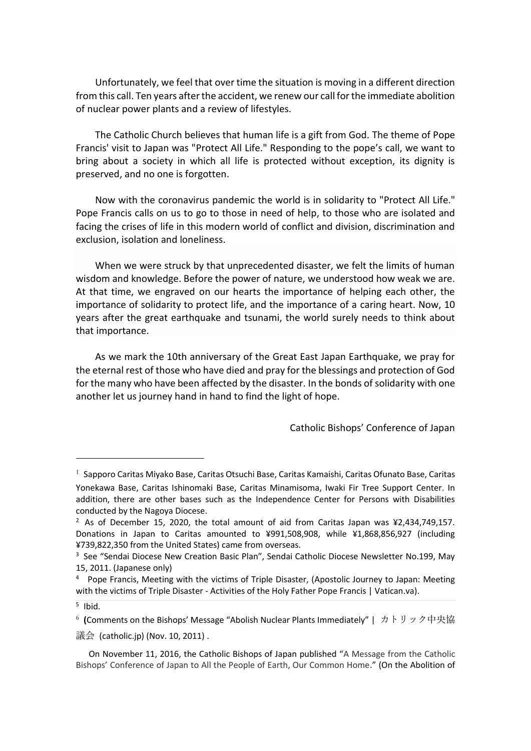Unfortunately, we feel that over time the situation is moving in a different direction from this call. Ten years after the accident, we renew our call for the immediate abolition of nuclear power plants and a review of lifestyles.

The Catholic Church believes that human life is a gift from God. The theme of Pope Francis' visit to Japan was "Protect All Life." Responding to the pope's call, we want to bring about a society in which all life is protected without exception, its dignity is preserved, and no one is forgotten.

Now with the coronavirus pandemic the world is in solidarity to "Protect All Life." Pope Francis calls on us to go to those in need of help, to those who are isolated and facing the crises of life in this modern world of conflict and division, discrimination and exclusion, isolation and loneliness.

When we were struck by that unprecedented disaster, we felt the limits of human wisdom and knowledge. Before the power of nature, we understood how weak we are. At that time, we engraved on our hearts the importance of helping each other, the importance of solidarity to protect life, and the importance of a caring heart. Now, 10 years after the great earthquake and tsunami, the world surely needs to think about that importance.

As we mark the 10th anniversary of the Great East Japan Earthquake, we pray for the eternal rest of those who have died and pray for the blessings and protection of God for the many who have been affected by the disaster. In the bonds of solidarity with one another let us journey hand in hand to find the light of hope.

Catholic Bishops' Conference of Japan

---

[1] Sapporo Caritas Miyako Base, Caritas Otsuchi Base, Caritas Kamaishi, Caritas Ofunato Base, Caritas Yonekawa Base, Caritas Ishinomaki Base, Caritas Minamisoma, Iwaki Fir Tree Support Center. In addition, there are other bases such as the Independence Center for Persons with Disabilities conducted by the Nagoya Diocese.

[2] As of December 15, 2020, the total amount of aid from Caritas Japan was ¥2,434,749,157. Donations in Japan to Caritas amounted to ¥991,508,908, while ¥1,868,856,927 (including ¥739,822,350 from the United States) came from overseas.

[3] See "Sendai Diocese New Creation Basic Plan", Sendai Catholic Diocese Newsletter No.199, May 15, 2011. (Japanese only)

[4] Pope Francis, Meeting with the victims of Triple Disaster, (Apostolic Journey to Japan: Meeting with the victims of Triple Disaster - Activities of the Holy Father Pope Francis | Vatican.va).

[5] Ibid.

[6] (Comments on the Bishops' Message "Abolish Nuclear Plants Immediately" | カトリック中央協議会 (catholic.jp) (Nov. 10, 2011) .

On November 11, 2016, the Catholic Bishops of Japan published "A Message from the Catholic Bishops' Conference of Japan to All the People of Earth, Our Common Home." (On the Abolition of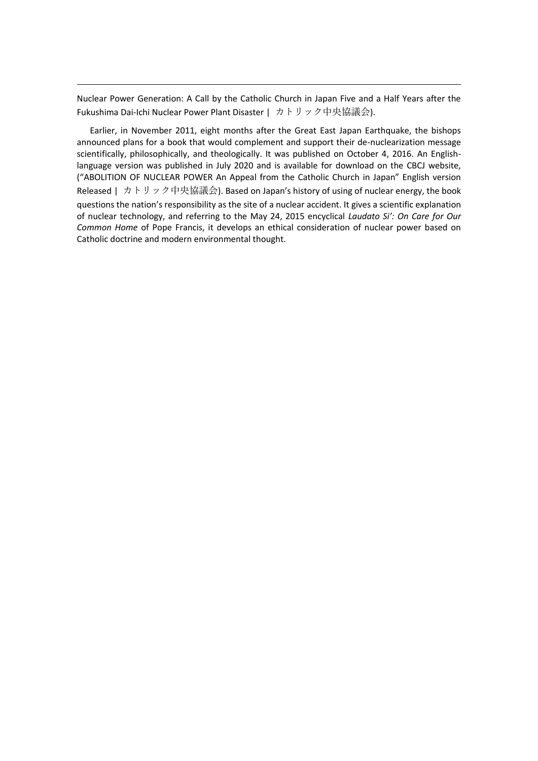Nuclear Power Generation: A Call by the Catholic Church in Japan Five and a Half Years after the Fukushima Dai-Ichi Nuclear Power Plant Disaster | カトリック中央協議会).

Earlier, in November 2011, eight months after the Great East Japan Earthquake, the bishops announced plans for a book that would complement and support their de-nuclearization message scientifically, philosophically, and theologically. It was published on October 4, 2016. An English-language version was published in July 2020 and is available for download on the CBCJ website, ("ABOLITION OF NUCLEAR POWER An Appeal from the Catholic Church in Japan" English version Released | カトリック中央協議会). Based on Japan's history of using of nuclear energy, the book questions the nation's responsibility as the site of a nuclear accident. It gives a scientific explanation of nuclear technology, and referring to the May 24, 2015 encyclical *Laudato Si': On Care for Our Common Home* of Pope Francis, it develops an ethical consideration of nuclear power based on Catholic doctrine and modern environmental thought.